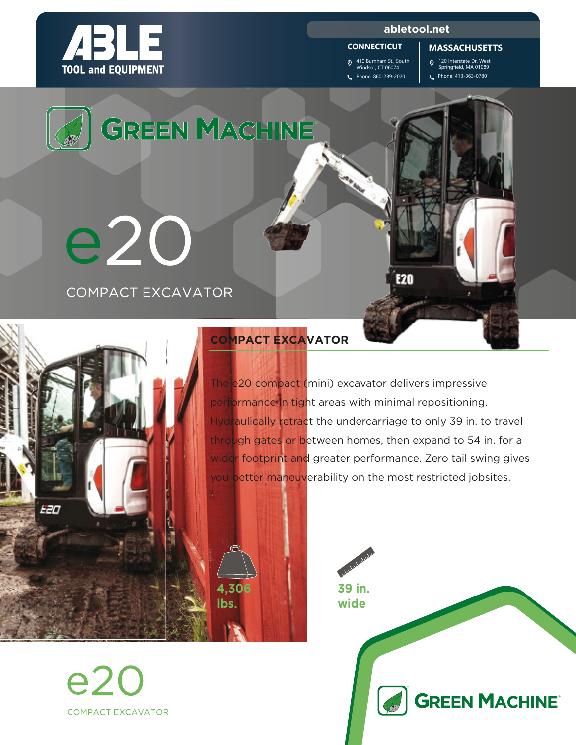# ABLE TOOL and EQUIPMENT

**abletool.net**

**CONNECTICUT**
410 Burnham St., South Windsor, CT 06074
Phone: 860-289-2020

**MASSACHUSETTS**
120 Interstate Dr, West Springfield, MA 01089
Phone: 413-363-0780

# GREEN MACHINE

# e20

## COMPACT EXCAVATOR

### COMPACT EXCAVATOR

The e20 compact (mini) excavator delivers impressive performance in tight areas with minimal repositioning. Hydraulically retract the undercarriage to only 39 in. to travel through gates or between homes, then expand to 54 in. for a wider footprint and greater performance. Zero tail swing gives you better maneuverability on the most restricted jobsites.

**4,306 lbs.**

**39 in. wide**

e20
COMPACT EXCAVATOR

GREEN MACHINE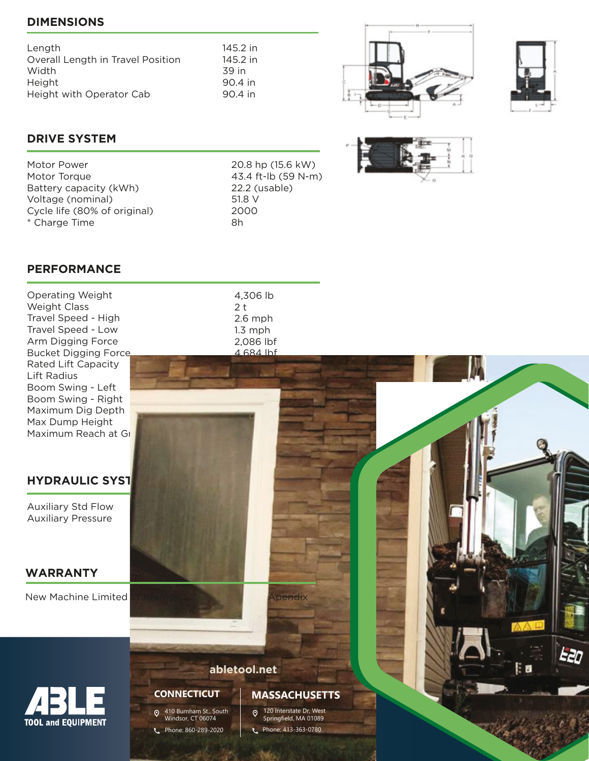## DIMENSIONS

| | |
|---|---|
| Length | 145.2 in |
| Overall Length in Travel Position | 145.2 in |
| Width | 39 in |
| Height | 90.4 in |
| Height with Operator Cab | 90.4 in |

## DRIVE SYSTEM

| | |
|---|---|
| Motor Power | 20.8 hp (15.6 kW) |
| Motor Torque | 43.4 ft-lb (59 N-m) |
| Battery capacity (kWh) | 22.2 (usable) |
| Voltage (nominal) | 51.8 V |
| Cycle life (80% of original) | 2000 |
| * Charge Time | 8h |

## PERFORMANCE

| | |
|---|---|
| Operating Weight | 4,306 lb |
| Weight Class | 2 t |
| Travel Speed - High | 2.6 mph |
| Travel Speed - Low | 1.3 mph |
| Arm Digging Force | 2,086 lbf |
| Bucket Digging Force | 4,684 lbf |
| Rated Lift Capacity | |
| Lift Radius | |
| Boom Swing - Left | |
| Boom Swing - Right | |
| Maximum Dig Depth | |
| Max Dump Height | |
| Maximum Reach at Gr | |

## HYDRAULIC SYST

| | |
|---|---|
| Auxiliary Std Flow | |
| Auxiliary Pressure | |

## WARRANTY

New Machine Limited Warranty — Apendix

abletool.net

**ABLE TOOL and EQUIPMENT**

**CONNECTICUT**
410 Burnham St., South Windsor, CT 06074
Phone: 860-289-2020

**MASSACHUSETTS**
120 Interstate Dr, West Springfield, MA 01089
Phone: 413-363-0780